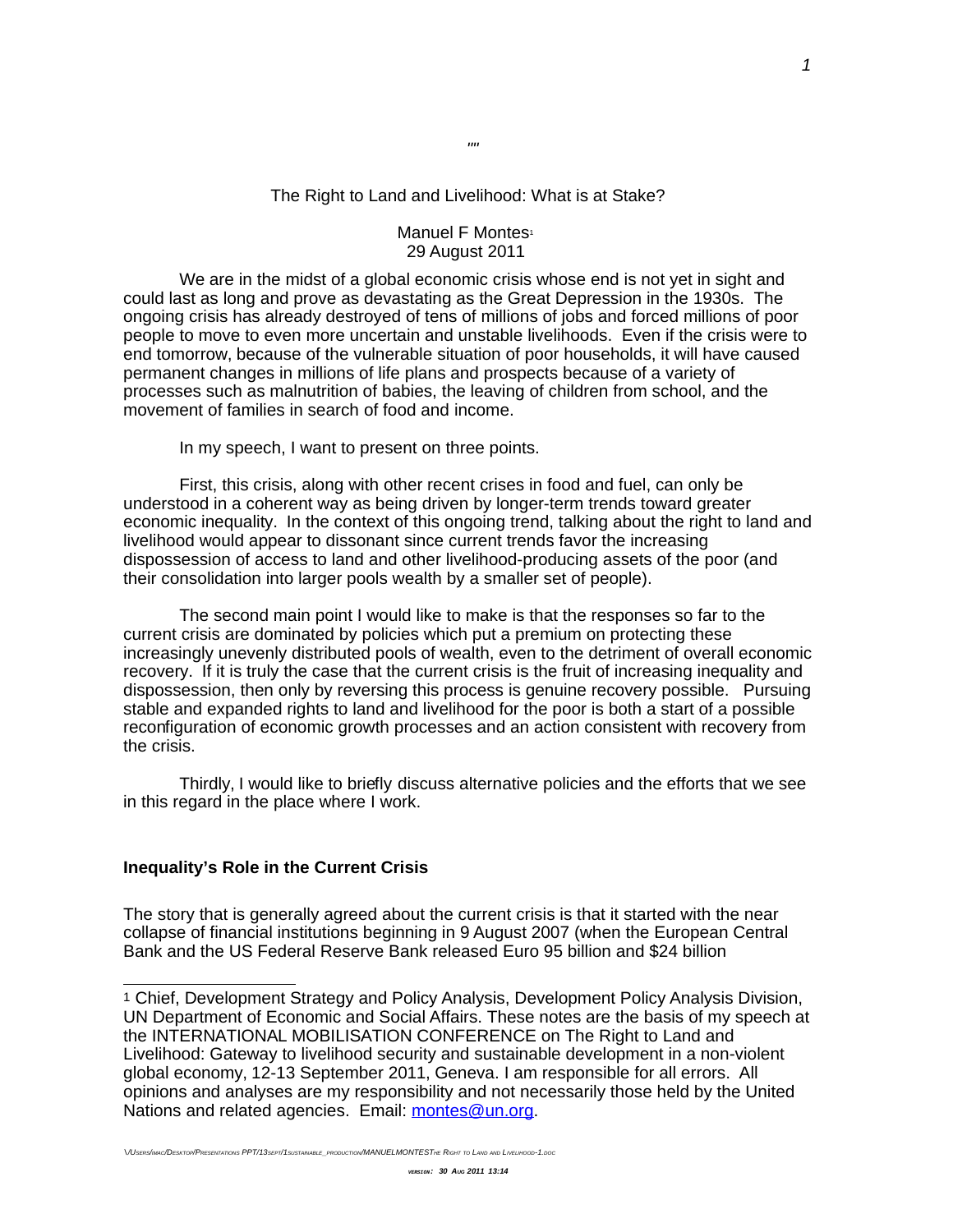""

The Right to Land and Livelihood: What is at Stake?

Manuel F Montes[1]
29 August 2011

We are in the midst of a global economic crisis whose end is not yet in sight and could last as long and prove as devastating as the Great Depression in the 1930s. The ongoing crisis has already destroyed of tens of millions of jobs and forced millions of poor people to move to even more uncertain and unstable livelihoods. Even if the crisis were to end tomorrow, because of the vulnerable situation of poor households, it will have caused permanent changes in millions of life plans and prospects because of a variety of processes such as malnutrition of babies, the leaving of children from school, and the movement of families in search of food and income.

In my speech, I want to present on three points.

First, this crisis, along with other recent crises in food and fuel, can only be understood in a coherent way as being driven by longer-term trends toward greater economic inequality. In the context of this ongoing trend, talking about the right to land and livelihood would appear to dissonant since current trends favor the increasing dispossession of access to land and other livelihood-producing assets of the poor (and their consolidation into larger pools wealth by a smaller set of people).

The second main point I would like to make is that the responses so far to the current crisis are dominated by policies which put a premium on protecting these increasingly unevenly distributed pools of wealth, even to the detriment of overall economic recovery. If it is truly the case that the current crisis is the fruit of increasing inequality and dispossession, then only by reversing this process is genuine recovery possible. Pursuing stable and expanded rights to land and livelihood for the poor is both a start of a possible reconfiguration of economic growth processes and an action consistent with recovery from the crisis.

Thirdly, I would like to briefly discuss alternative policies and the efforts that we see in this regard in the place where I work.

## Inequality's Role in the Current Crisis

The story that is generally agreed about the current crisis is that it started with the near collapse of financial institutions beginning in 9 August 2007 (when the European Central Bank and the US Federal Reserve Bank released Euro 95 billion and $24 billion

---

[1] Chief, Development Strategy and Policy Analysis, Development Policy Analysis Division, UN Department of Economic and Social Affairs. These notes are the basis of my speech at the INTERNATIONAL MOBILISATION CONFERENCE on The Right to Land and Livelihood: Gateway to livelihood security and sustainable development in a non-violent global economy, 12-13 September 2011, Geneva. I am responsible for all errors. All opinions and analyses are my responsibility and not necessarily those held by the United Nations and related agencies. Email: montes@un.org.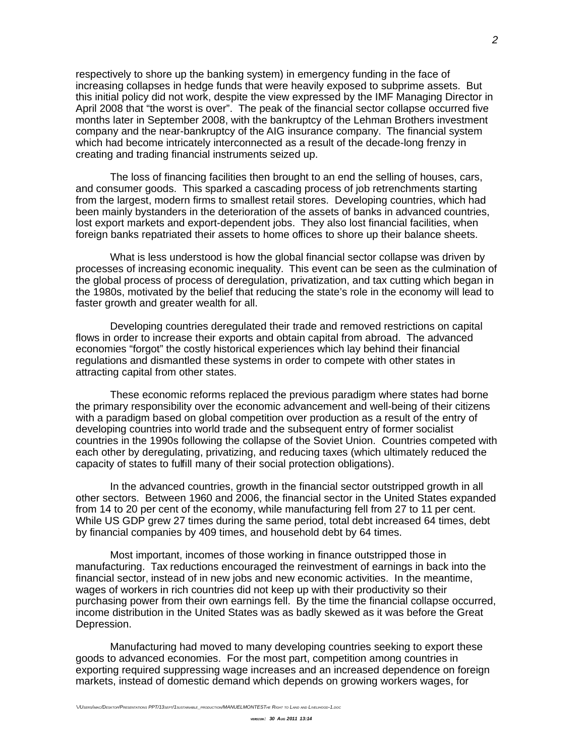respectively to shore up the banking system) in emergency funding in the face of increasing collapses in hedge funds that were heavily exposed to subprime assets. But this initial policy did not work, despite the view expressed by the IMF Managing Director in April 2008 that "the worst is over". The peak of the financial sector collapse occurred five months later in September 2008, with the bankruptcy of the Lehman Brothers investment company and the near-bankruptcy of the AIG insurance company. The financial system which had become intricately interconnected as a result of the decade-long frenzy in creating and trading financial instruments seized up.

The loss of financing facilities then brought to an end the selling of houses, cars, and consumer goods. This sparked a cascading process of job retrenchments starting from the largest, modern firms to smallest retail stores. Developing countries, which had been mainly bystanders in the deterioration of the assets of banks in advanced countries, lost export markets and export-dependent jobs. They also lost financial facilities, when foreign banks repatriated their assets to home offices to shore up their balance sheets.

What is less understood is how the global financial sector collapse was driven by processes of increasing economic inequality. This event can be seen as the culmination of the global process of process of deregulation, privatization, and tax cutting which began in the 1980s, motivated by the belief that reducing the state's role in the economy will lead to faster growth and greater wealth for all.

Developing countries deregulated their trade and removed restrictions on capital flows in order to increase their exports and obtain capital from abroad. The advanced economies "forgot" the costly historical experiences which lay behind their financial regulations and dismantled these systems in order to compete with other states in attracting capital from other states.

These economic reforms replaced the previous paradigm where states had borne the primary responsibility over the economic advancement and well-being of their citizens with a paradigm based on global competition over production as a result of the entry of developing countries into world trade and the subsequent entry of former socialist countries in the 1990s following the collapse of the Soviet Union. Countries competed with each other by deregulating, privatizing, and reducing taxes (which ultimately reduced the capacity of states to fulfill many of their social protection obligations).

In the advanced countries, growth in the financial sector outstripped growth in all other sectors. Between 1960 and 2006, the financial sector in the United States expanded from 14 to 20 per cent of the economy, while manufacturing fell from 27 to 11 per cent. While US GDP grew 27 times during the same period, total debt increased 64 times, debt by financial companies by 409 times, and household debt by 64 times.

Most important, incomes of those working in finance outstripped those in manufacturing. Tax reductions encouraged the reinvestment of earnings in back into the financial sector, instead of in new jobs and new economic activities. In the meantime, wages of workers in rich countries did not keep up with their productivity so their purchasing power from their own earnings fell. By the time the financial collapse occurred, income distribution in the United States was as badly skewed as it was before the Great Depression.

Manufacturing had moved to many developing countries seeking to export these goods to advanced economies. For the most part, competition among countries in exporting required suppressing wage increases and an increased dependence on foreign markets, instead of domestic demand which depends on growing workers wages, for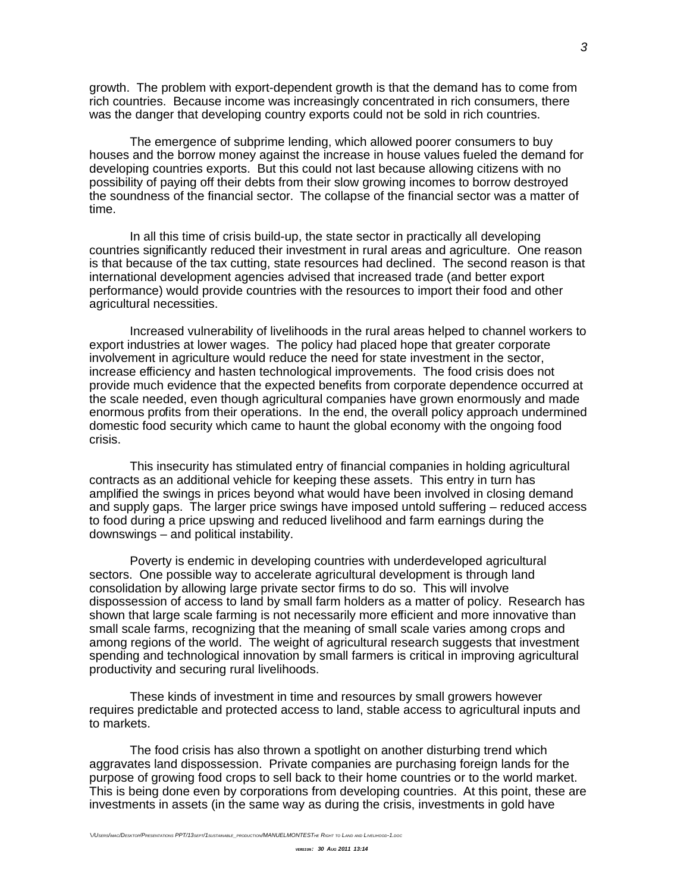growth. The problem with export-dependent growth is that the demand has to come from rich countries. Because income was increasingly concentrated in rich consumers, there was the danger that developing country exports could not be sold in rich countries.

The emergence of subprime lending, which allowed poorer consumers to buy houses and the borrow money against the increase in house values fueled the demand for developing countries exports. But this could not last because allowing citizens with no possibility of paying off their debts from their slow growing incomes to borrow destroyed the soundness of the financial sector. The collapse of the financial sector was a matter of time.

In all this time of crisis build-up, the state sector in practically all developing countries significantly reduced their investment in rural areas and agriculture. One reason is that because of the tax cutting, state resources had declined. The second reason is that international development agencies advised that increased trade (and better export performance) would provide countries with the resources to import their food and other agricultural necessities.

Increased vulnerability of livelihoods in the rural areas helped to channel workers to export industries at lower wages. The policy had placed hope that greater corporate involvement in agriculture would reduce the need for state investment in the sector, increase efficiency and hasten technological improvements. The food crisis does not provide much evidence that the expected benefits from corporate dependence occurred at the scale needed, even though agricultural companies have grown enormously and made enormous profits from their operations. In the end, the overall policy approach undermined domestic food security which came to haunt the global economy with the ongoing food crisis.

This insecurity has stimulated entry of financial companies in holding agricultural contracts as an additional vehicle for keeping these assets. This entry in turn has amplified the swings in prices beyond what would have been involved in closing demand and supply gaps. The larger price swings have imposed untold suffering – reduced access to food during a price upswing and reduced livelihood and farm earnings during the downswings – and political instability.

Poverty is endemic in developing countries with underdeveloped agricultural sectors. One possible way to accelerate agricultural development is through land consolidation by allowing large private sector firms to do so. This will involve dispossession of access to land by small farm holders as a matter of policy. Research has shown that large scale farming is not necessarily more efficient and more innovative than small scale farms, recognizing that the meaning of small scale varies among crops and among regions of the world. The weight of agricultural research suggests that investment spending and technological innovation by small farmers is critical in improving agricultural productivity and securing rural livelihoods.

These kinds of investment in time and resources by small growers however requires predictable and protected access to land, stable access to agricultural inputs and to markets.

The food crisis has also thrown a spotlight on another disturbing trend which aggravates land dispossession. Private companies are purchasing foreign lands for the purpose of growing food crops to sell back to their home countries or to the world market. This is being done even by corporations from developing countries. At this point, these are investments in assets (in the same way as during the crisis, investments in gold have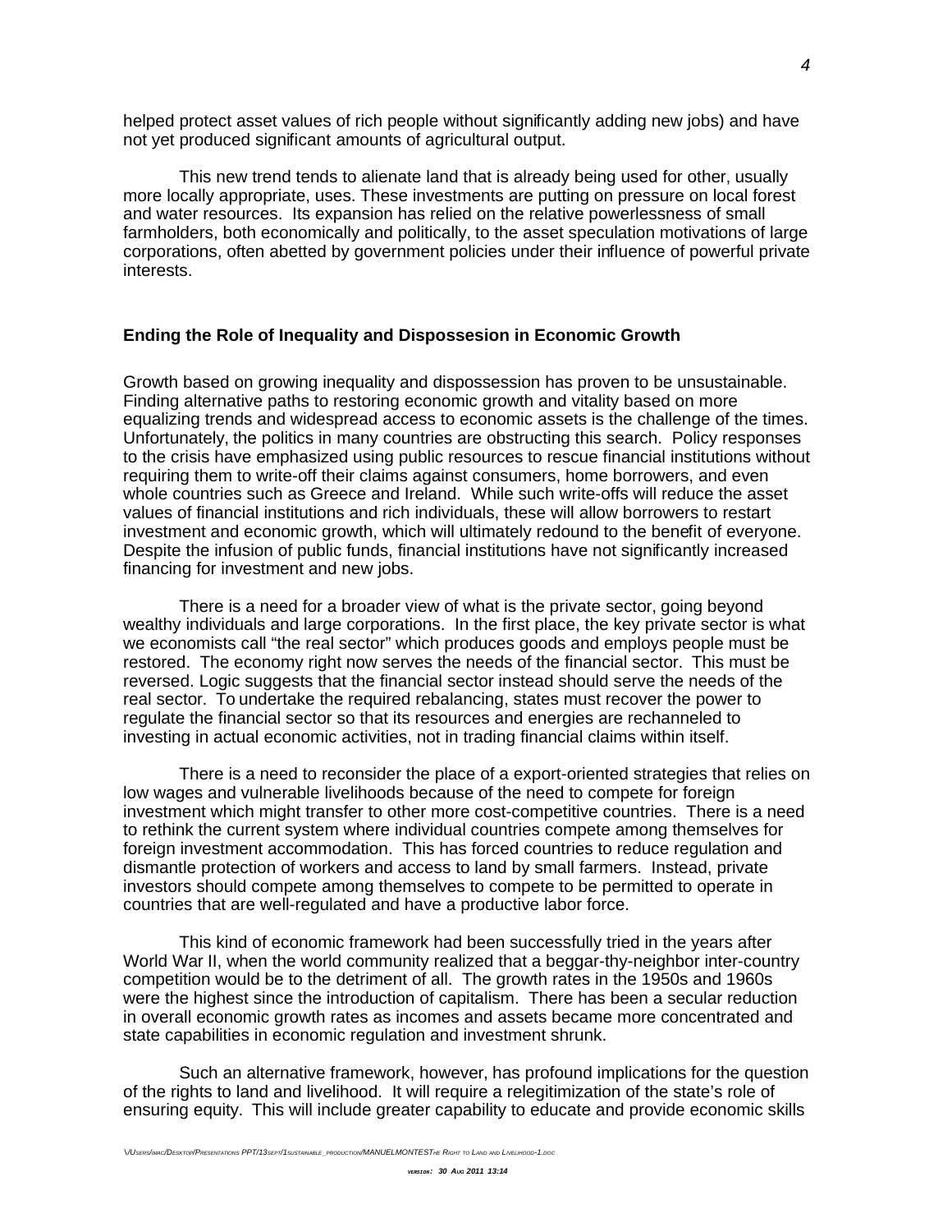helped protect asset values of rich people without significantly adding new jobs) and have not yet produced significant amounts of agricultural output.

This new trend tends to alienate land that is already being used for other, usually more locally appropriate, uses. These investments are putting on pressure on local forest and water resources. Its expansion has relied on the relative powerlessness of small farmholders, both economically and politically, to the asset speculation motivations of large corporations, often abetted by government policies under their influence of powerful private interests.

**Ending the Role of Inequality and Dispossesion in Economic Growth**

Growth based on growing inequality and dispossession has proven to be unsustainable. Finding alternative paths to restoring economic growth and vitality based on more equalizing trends and widespread access to economic assets is the challenge of the times. Unfortunately, the politics in many countries are obstructing this search. Policy responses to the crisis have emphasized using public resources to rescue financial institutions without requiring them to write-off their claims against consumers, home borrowers, and even whole countries such as Greece and Ireland. While such write-offs will reduce the asset values of financial institutions and rich individuals, these will allow borrowers to restart investment and economic growth, which will ultimately redound to the benefit of everyone. Despite the infusion of public funds, financial institutions have not significantly increased financing for investment and new jobs.

There is a need for a broader view of what is the private sector, going beyond wealthy individuals and large corporations. In the first place, the key private sector is what we economists call "the real sector" which produces goods and employs people must be restored. The economy right now serves the needs of the financial sector. This must be reversed. Logic suggests that the financial sector instead should serve the needs of the real sector. To undertake the required rebalancing, states must recover the power to regulate the financial sector so that its resources and energies are rechanneled to investing in actual economic activities, not in trading financial claims within itself.

There is a need to reconsider the place of a export-oriented strategies that relies on low wages and vulnerable livelihoods because of the need to compete for foreign investment which might transfer to other more cost-competitive countries. There is a need to rethink the current system where individual countries compete among themselves for foreign investment accommodation. This has forced countries to reduce regulation and dismantle protection of workers and access to land by small farmers. Instead, private investors should compete among themselves to compete to be permitted to operate in countries that are well-regulated and have a productive labor force.

This kind of economic framework had been successfully tried in the years after World War II, when the world community realized that a beggar-thy-neighbor inter-country competition would be to the detriment of all. The growth rates in the 1950s and 1960s were the highest since the introduction of capitalism. There has been a secular reduction in overall economic growth rates as incomes and assets became more concentrated and state capabilities in economic regulation and investment shrunk.

Such an alternative framework, however, has profound implications for the question of the rights to land and livelihood. It will require a relegitimization of the state's role of ensuring equity. This will include greater capability to educate and provide economic skills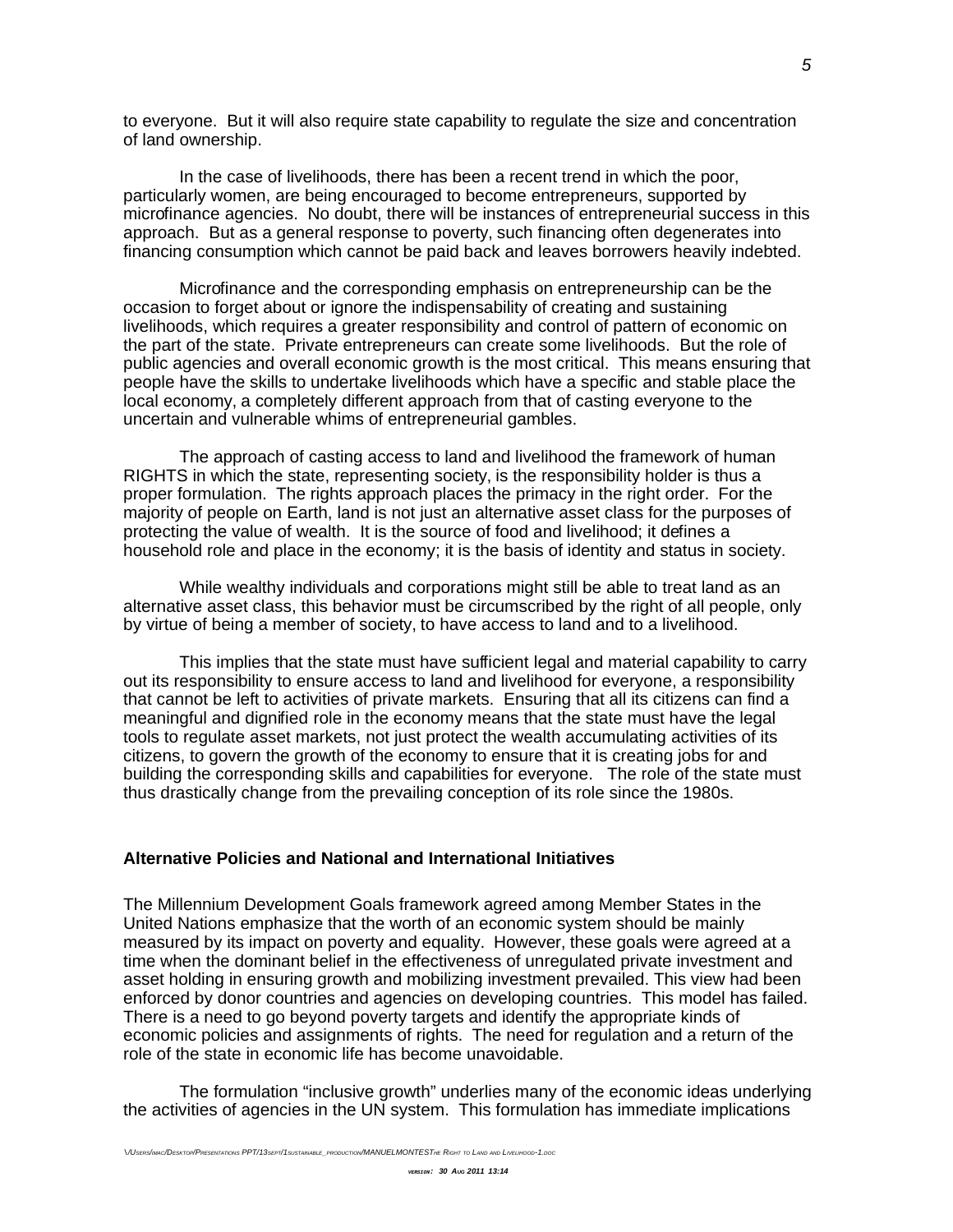to everyone. But it will also require state capability to regulate the size and concentration of land ownership.

In the case of livelihoods, there has been a recent trend in which the poor, particularly women, are being encouraged to become entrepreneurs, supported by microfinance agencies. No doubt, there will be instances of entrepreneurial success in this approach. But as a general response to poverty, such financing often degenerates into financing consumption which cannot be paid back and leaves borrowers heavily indebted.

Microfinance and the corresponding emphasis on entrepreneurship can be the occasion to forget about or ignore the indispensability of creating and sustaining livelihoods, which requires a greater responsibility and control of pattern of economic on the part of the state. Private entrepreneurs can create some livelihoods. But the role of public agencies and overall economic growth is the most critical. This means ensuring that people have the skills to undertake livelihoods which have a specific and stable place the local economy, a completely different approach from that of casting everyone to the uncertain and vulnerable whims of entrepreneurial gambles.

The approach of casting access to land and livelihood the framework of human RIGHTS in which the state, representing society, is the responsibility holder is thus a proper formulation. The rights approach places the primacy in the right order. For the majority of people on Earth, land is not just an alternative asset class for the purposes of protecting the value of wealth. It is the source of food and livelihood; it defines a household role and place in the economy; it is the basis of identity and status in society.

While wealthy individuals and corporations might still be able to treat land as an alternative asset class, this behavior must be circumscribed by the right of all people, only by virtue of being a member of society, to have access to land and to a livelihood.

This implies that the state must have sufficient legal and material capability to carry out its responsibility to ensure access to land and livelihood for everyone, a responsibility that cannot be left to activities of private markets. Ensuring that all its citizens can find a meaningful and dignified role in the economy means that the state must have the legal tools to regulate asset markets, not just protect the wealth accumulating activities of its citizens, to govern the growth of the economy to ensure that it is creating jobs for and building the corresponding skills and capabilities for everyone. The role of the state must thus drastically change from the prevailing conception of its role since the 1980s.

## Alternative Policies and National and International Initiatives

The Millennium Development Goals framework agreed among Member States in the United Nations emphasize that the worth of an economic system should be mainly measured by its impact on poverty and equality. However, these goals were agreed at a time when the dominant belief in the effectiveness of unregulated private investment and asset holding in ensuring growth and mobilizing investment prevailed. This view had been enforced by donor countries and agencies on developing countries. This model has failed. There is a need to go beyond poverty targets and identify the appropriate kinds of economic policies and assignments of rights. The need for regulation and a return of the role of the state in economic life has become unavoidable.

The formulation "inclusive growth" underlies many of the economic ideas underlying the activities of agencies in the UN system. This formulation has immediate implications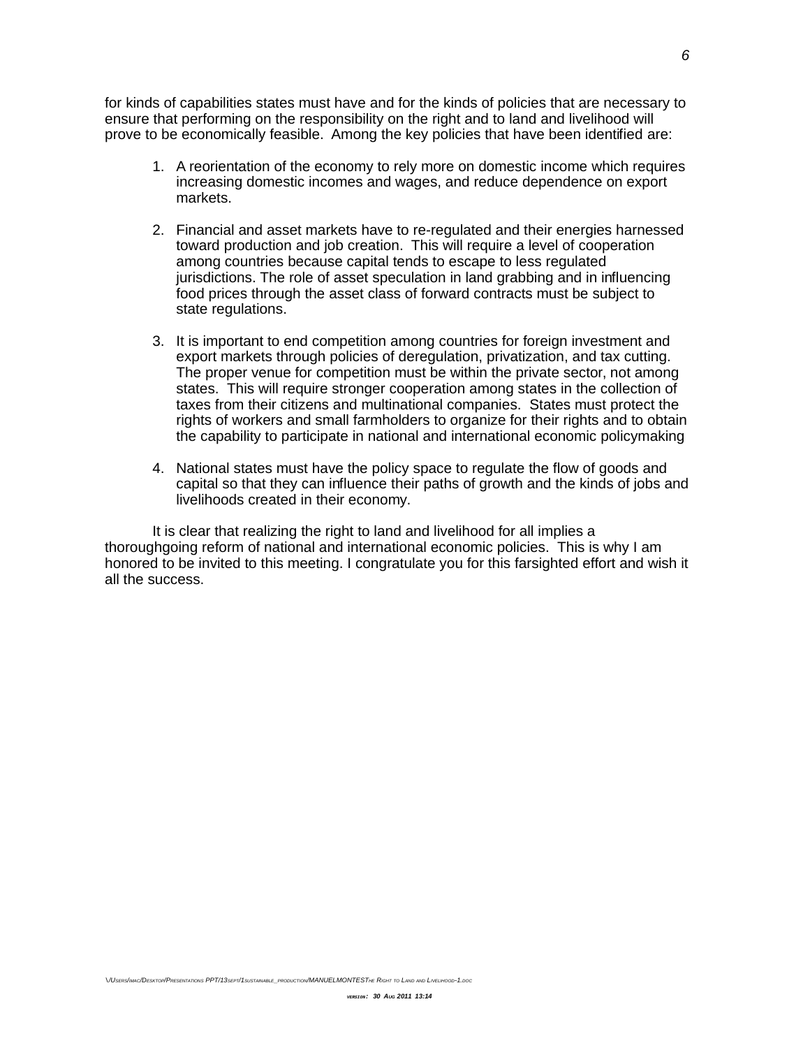for kinds of capabilities states must have and for the kinds of policies that are necessary to ensure that performing on the responsibility on the right and to land and livelihood will prove to be economically feasible. Among the key policies that have been identified are:

1. A reorientation of the economy to rely more on domestic income which requires increasing domestic incomes and wages, and reduce dependence on export markets.

2. Financial and asset markets have to re-regulated and their energies harnessed toward production and job creation. This will require a level of cooperation among countries because capital tends to escape to less regulated jurisdictions. The role of asset speculation in land grabbing and in influencing food prices through the asset class of forward contracts must be subject to state regulations.

3. It is important to end competition among countries for foreign investment and export markets through policies of deregulation, privatization, and tax cutting. The proper venue for competition must be within the private sector, not among states. This will require stronger cooperation among states in the collection of taxes from their citizens and multinational companies. States must protect the rights of workers and small farmholders to organize for their rights and to obtain the capability to participate in national and international economic policymaking

4. National states must have the policy space to regulate the flow of goods and capital so that they can influence their paths of growth and the kinds of jobs and livelihoods created in their economy.

It is clear that realizing the right to land and livelihood for all implies a thoroughgoing reform of national and international economic policies. This is why I am honored to be invited to this meeting. I congratulate you for this farsighted effort and wish it all the success.